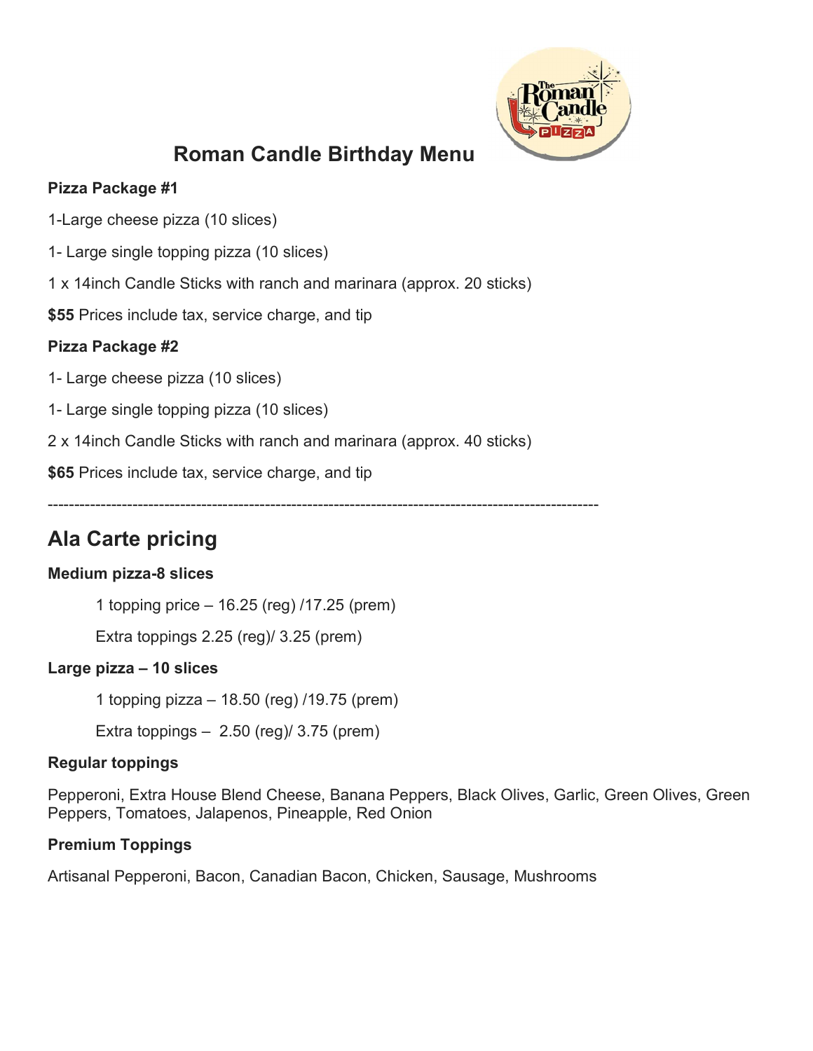# Roman Candle Birthday Menu

**Pizza Package #1**

1-Large cheese pizza (10 slices)

1- Large single topping pizza (10 slices)

1 x 14inch Candle Sticks with ranch and marinara (approx. 20 sticks)

**$55** Prices include tax, service charge, and tip

**Pizza Package #2**

1- Large cheese pizza (10 slices)

1- Large single topping pizza (10 slices)

2 x 14inch Candle Sticks with ranch and marinara (approx. 40 sticks)

**$65** Prices include tax, service charge, and tip

---

## Ala Carte pricing

**Medium pizza-8 slices**

1 topping price – 16.25 (reg) /17.25 (prem)

Extra toppings 2.25 (reg)/ 3.25 (prem)

**Large pizza – 10 slices**

1 topping pizza – 18.50 (reg) /19.75 (prem)

Extra toppings – 2.50 (reg)/ 3.75 (prem)

**Regular toppings**

Pepperoni, Extra House Blend Cheese, Banana Peppers, Black Olives, Garlic, Green Olives, Green Peppers, Tomatoes, Jalapenos, Pineapple, Red Onion

**Premium Toppings**

Artisanal Pepperoni, Bacon, Canadian Bacon, Chicken, Sausage, Mushrooms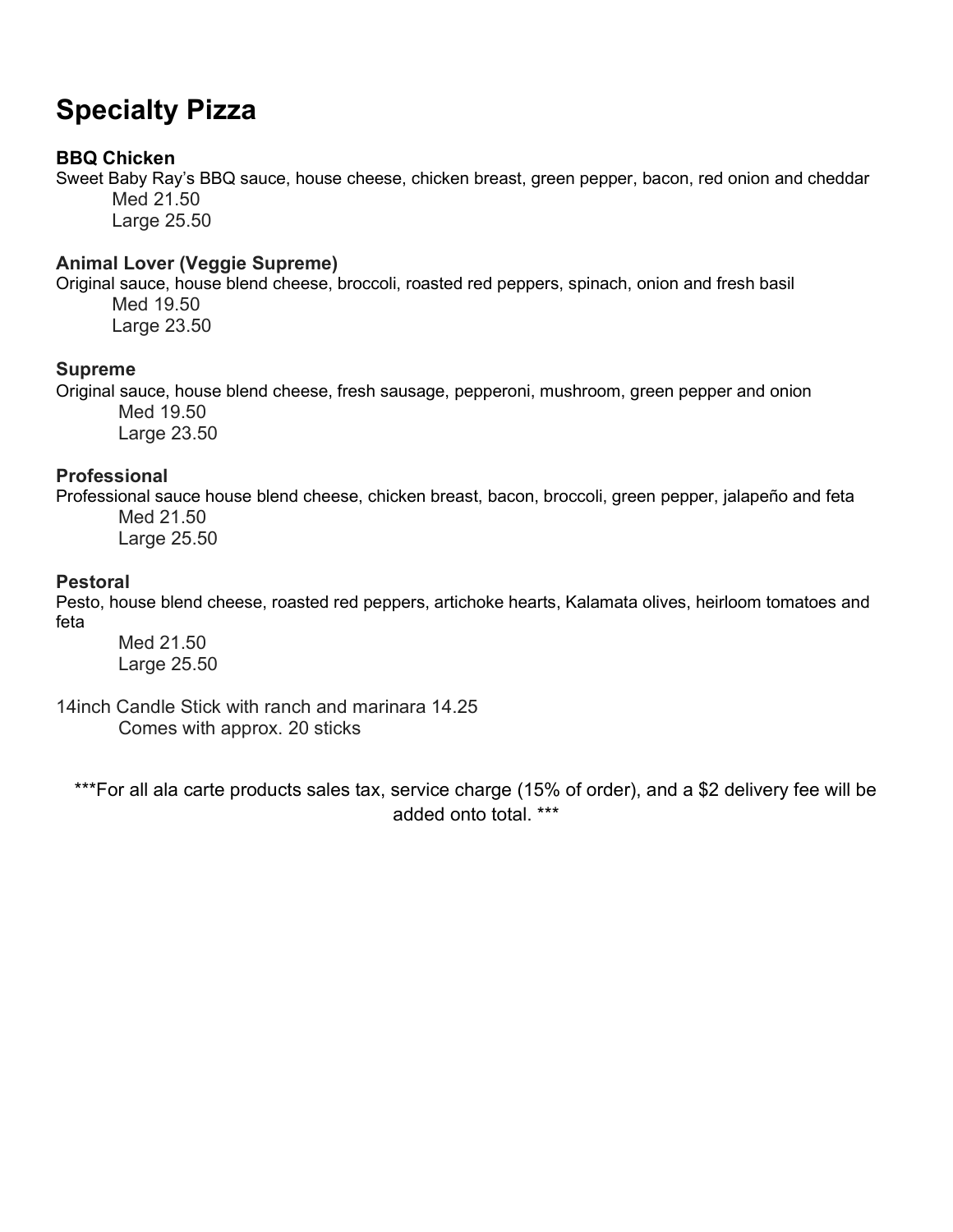# Specialty Pizza

### BBQ Chicken

Sweet Baby Ray's BBQ sauce, house cheese, chicken breast, green pepper, bacon, red onion and cheddar

Med 21.50
Large 25.50

### Animal Lover (Veggie Supreme)

Original sauce, house blend cheese, broccoli, roasted red peppers, spinach, onion and fresh basil

Med 19.50
Large 23.50

### Supreme

Original sauce, house blend cheese, fresh sausage, pepperoni, mushroom, green pepper and onion

Med 19.50
Large 23.50

### Professional

Professional sauce house blend cheese, chicken breast, bacon, broccoli, green pepper, jalapeño and feta

Med 21.50
Large 25.50

### Pestoral

Pesto, house blend cheese, roasted red peppers, artichoke hearts, Kalamata olives, heirloom tomatoes and feta

Med 21.50
Large 25.50

14inch Candle Stick with ranch and marinara 14.25
Comes with approx. 20 sticks

***For all ala carte products sales tax, service charge (15% of order), and a $2 delivery fee will be added onto total. ***